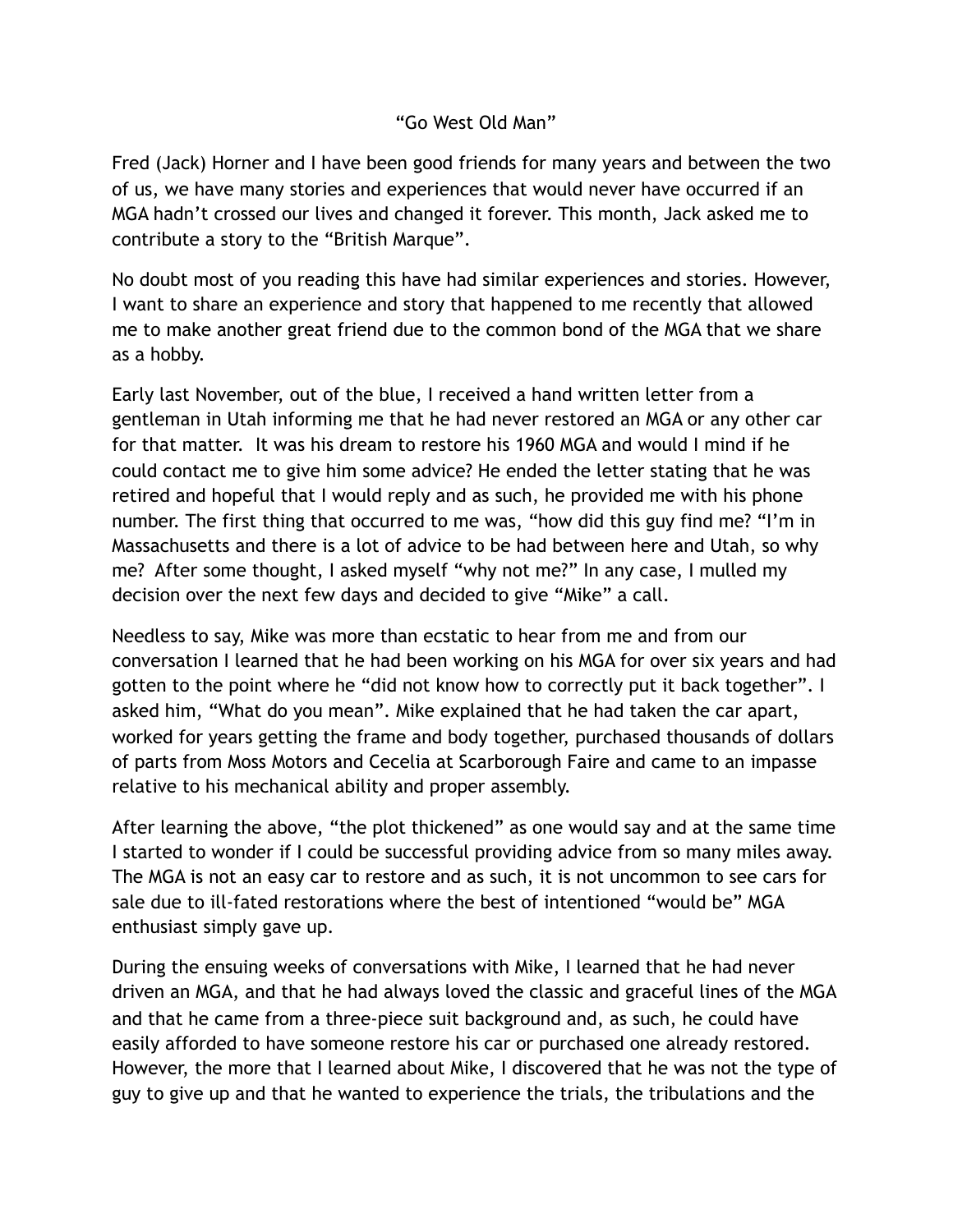# "Go West Old Man"

Fred (Jack) Horner and I have been good friends for many years and between the two of us, we have many stories and experiences that would never have occurred if an MGA hadn't crossed our lives and changed it forever. This month, Jack asked me to contribute a story to the "British Marque".

No doubt most of you reading this have had similar experiences and stories. However, I want to share an experience and story that happened to me recently that allowed me to make another great friend due to the common bond of the MGA that we share as a hobby.

Early last November, out of the blue, I received a hand written letter from a gentleman in Utah informing me that he had never restored an MGA or any other car for that matter. It was his dream to restore his 1960 MGA and would I mind if he could contact me to give him some advice? He ended the letter stating that he was retired and hopeful that I would reply and as such, he provided me with his phone number. The first thing that occurred to me was, "how did this guy find me? "I'm in Massachusetts and there is a lot of advice to be had between here and Utah, so why me? After some thought, I asked myself "why not me?" In any case, I mulled my decision over the next few days and decided to give "Mike" a call.

Needless to say, Mike was more than ecstatic to hear from me and from our conversation I learned that he had been working on his MGA for over six years and had gotten to the point where he "did not know how to correctly put it back together". I asked him, "What do you mean". Mike explained that he had taken the car apart, worked for years getting the frame and body together, purchased thousands of dollars of parts from Moss Motors and Cecelia at Scarborough Faire and came to an impasse relative to his mechanical ability and proper assembly.

After learning the above, "the plot thickened" as one would say and at the same time I started to wonder if I could be successful providing advice from so many miles away. The MGA is not an easy car to restore and as such, it is not uncommon to see cars for sale due to ill-fated restorations where the best of intentioned "would be" MGA enthusiast simply gave up.

During the ensuing weeks of conversations with Mike, I learned that he had never driven an MGA, and that he had always loved the classic and graceful lines of the MGA and that he came from a three-piece suit background and, as such, he could have easily afforded to have someone restore his car or purchased one already restored. However, the more that I learned about Mike, I discovered that he was not the type of guy to give up and that he wanted to experience the trials, the tribulations and the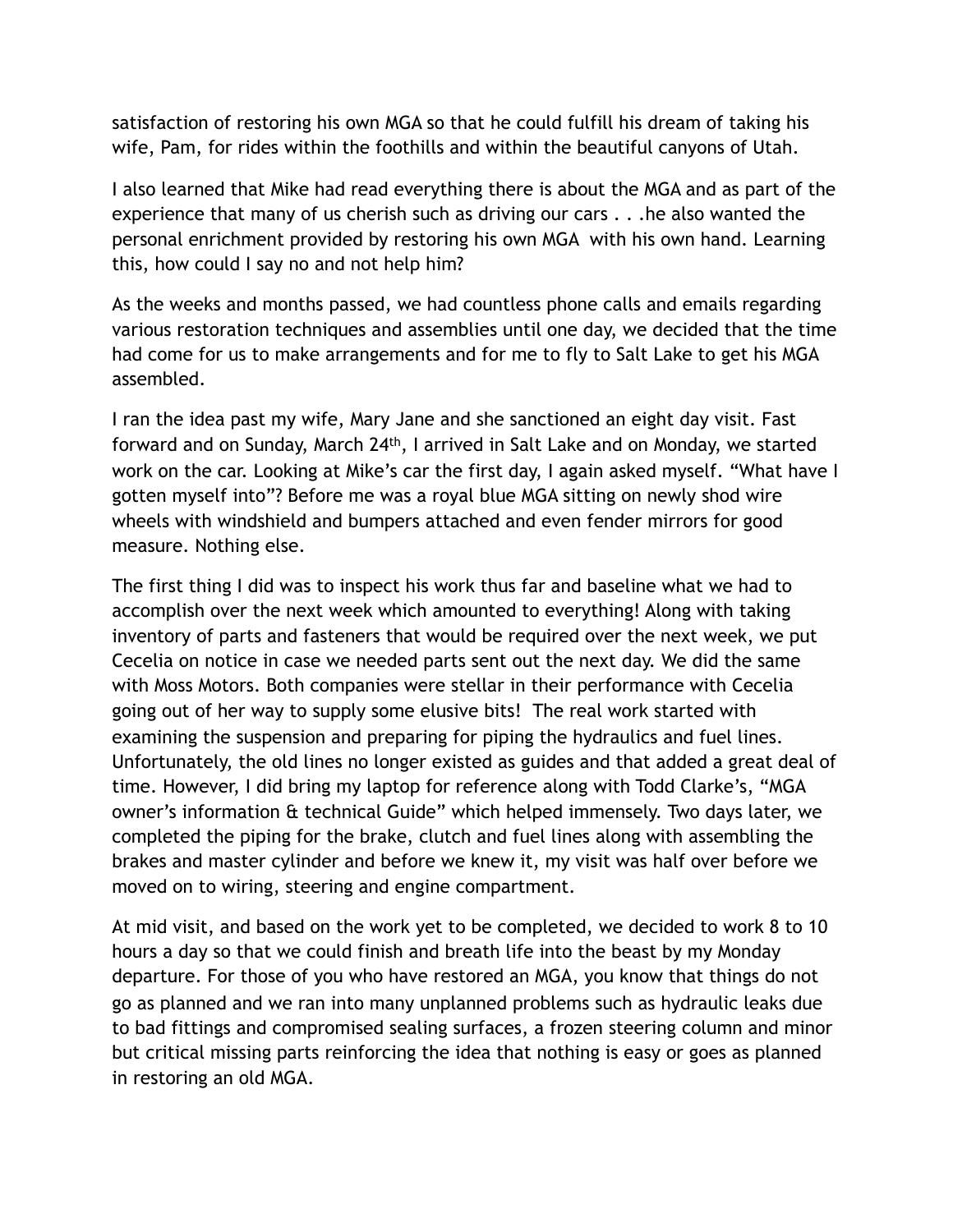satisfaction of restoring his own MGA so that he could fulfill his dream of taking his wife, Pam, for rides within the foothills and within the beautiful canyons of Utah.

I also learned that Mike had read everything there is about the MGA and as part of the experience that many of us cherish such as driving our cars . . .he also wanted the personal enrichment provided by restoring his own MGA  with his own hand. Learning this, how could I say no and not help him?

As the weeks and months passed, we had countless phone calls and emails regarding various restoration techniques and assemblies until one day, we decided that the time had come for us to make arrangements and for me to fly to Salt Lake to get his MGA assembled.

I ran the idea past my wife, Mary Jane and she sanctioned an eight day visit. Fast forward and on Sunday, March 24th, I arrived in Salt Lake and on Monday, we started work on the car. Looking at Mike's car the first day, I again asked myself. "What have I gotten myself into"? Before me was a royal blue MGA sitting on newly shod wire wheels with windshield and bumpers attached and even fender mirrors for good measure. Nothing else.

The first thing I did was to inspect his work thus far and baseline what we had to accomplish over the next week which amounted to everything! Along with taking inventory of parts and fasteners that would be required over the next week, we put Cecelia on notice in case we needed parts sent out the next day. We did the same with Moss Motors. Both companies were stellar in their performance with Cecelia going out of her way to supply some elusive bits! The real work started with examining the suspension and preparing for piping the hydraulics and fuel lines. Unfortunately, the old lines no longer existed as guides and that added a great deal of time. However, I did bring my laptop for reference along with Todd Clarke's, "MGA owner's information & technical Guide" which helped immensely. Two days later, we completed the piping for the brake, clutch and fuel lines along with assembling the brakes and master cylinder and before we knew it, my visit was half over before we moved on to wiring, steering and engine compartment.

At mid visit, and based on the work yet to be completed, we decided to work 8 to 10 hours a day so that we could finish and breath life into the beast by my Monday departure. For those of you who have restored an MGA, you know that things do not go as planned and we ran into many unplanned problems such as hydraulic leaks due to bad fittings and compromised sealing surfaces, a frozen steering column and minor but critical missing parts reinforcing the idea that nothing is easy or goes as planned in restoring an old MGA.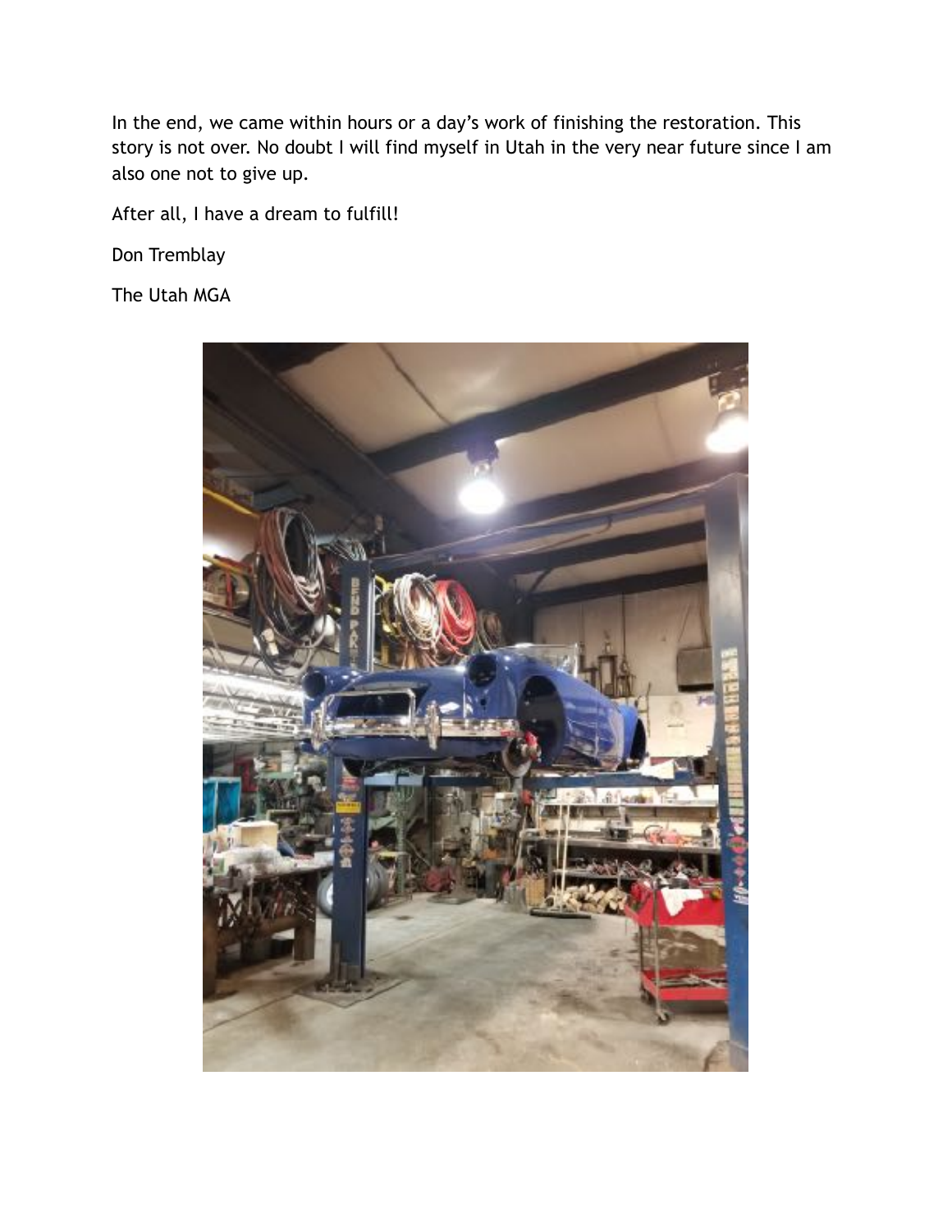In the end, we came within hours or a day's work of finishing the restoration. This story is not over. No doubt I will find myself in Utah in the very near future since I am also one not to give up.

After all, I have a dream to fulfill!

Don Tremblay

The Utah MGA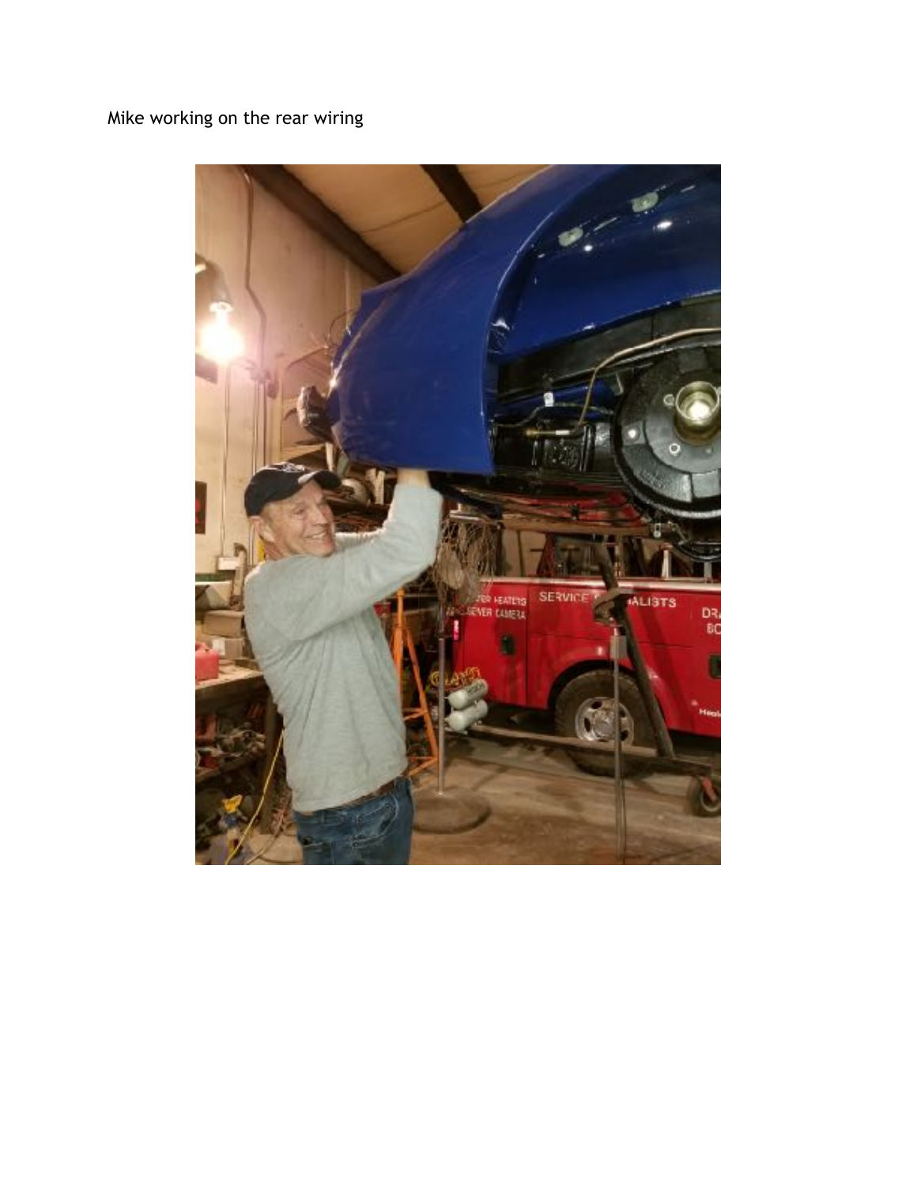Mike working on the rear wiring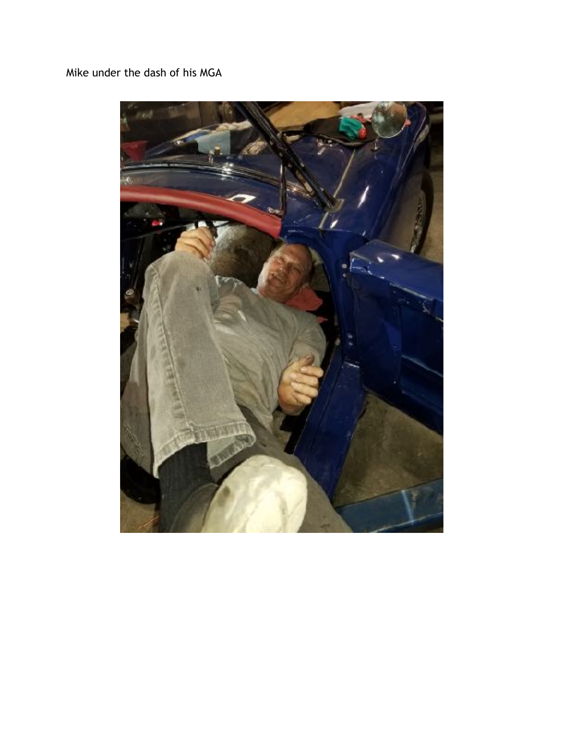Mike under the dash of his MGA